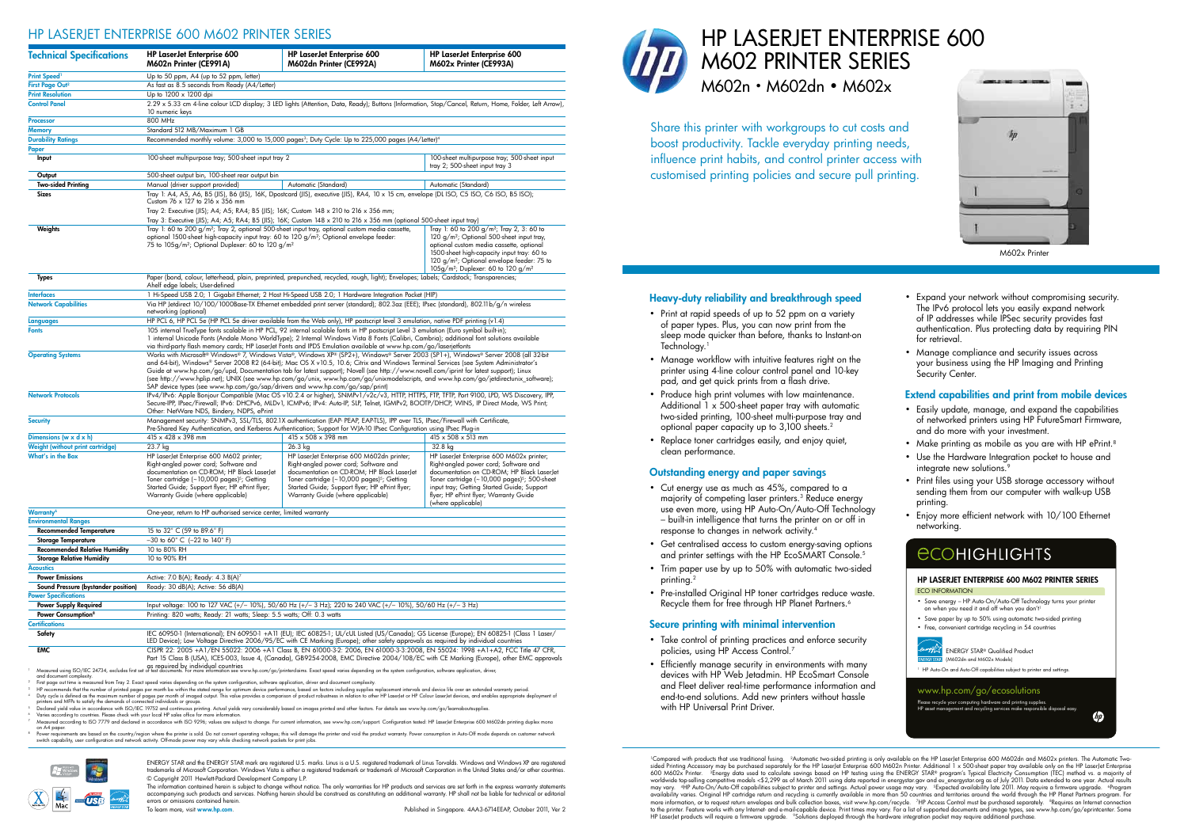# HP LASERJET ENTERPRISE 600 M602 PRINTER SERIES

M602n • M602dn • M602x

Share this printer with workgroups to cut costs and boost productivity. Tackle everyday printing needs, influence print habits, and control printer access with customised printing policies and secure pull printing.

M602x Printer

## Heavy-duty reliability and breakthrough speed

- Print at rapid speeds of up to 52 ppm on a variety of paper types. Plus, you can now print from the sleep mode quicker than before, thanks to Instant-on Technology.[1]
- Manage workflow with intuitive features right on the printer using 4-line colour control panel and 10-key pad, and get quick prints from a flash drive.
- Produce high print volumes with low maintenance. Additional 1 x 500-sheet paper tray with automatic two-sided printing, 100-sheet multi-purpose tray and optional paper capacity up to 3,100 sheets.[2]
- Replace toner cartridges easily, and enjoy quiet, clean performance.

## Outstanding energy and paper savings

- Cut energy use as much as 45%, compared to a majority of competing laser printers.[3] Reduce energy use even more, using HP Auto-On/Auto-Off Technology – built-in intelligence that turns the printer on or off in response to changes in network activity.[4]
- Get centralised access to custom energy-saving options and printer settings with the HP EcoSMART Console.[5]
- Trim paper use by up to 50% with automatic two-sided printing.[2]
- Pre-installed Original HP toner cartridges reduce waste. Recycle them for free through HP Planet Partners.[6]

## Secure printing with minimal intervention

- Take control of printing practices and enforce security policies, using HP Access Control.[7]
- Efficiently manage security in environments with many devices with HP Web Jetadmin. HP EcoSMART Console and Fleet deliver real-time performance information and end-to-end solutions. Add new printers without hassle with HP Universal Print Driver.
- Expand your network without compromising security. The IPv6 protocol lets you easily expand network of IP addresses while IPSec security provides fast authentication. Plus protecting data by requiring PIN for retrieval.
- Manage compliance and security issues across your business using the HP Imaging and Printing Security Center.

## Extend capabilities and print from mobile devices

- Easily update, manage, and expand the capabilities of networked printers using HP FutureSmart Firmware, and do more with your investment.
- Make printing as mobile as you are with HP ePrint.[8]
- Use the Hardware Integration pocket to house and integrate new solutions.[9]
- Print files using your USB storage accessory without sending them from our computer with walk-up USB printing.
- Enjoy more efficient network with 10/100 Ethernet networking.

## ECOHIGHLIGHTS

### HP LASERJET ENTERPRISE 600 M602 PRINTER SERIES

ECO INFORMATION

- Save energy – HP Auto-On/Auto-Off Technology turns your printer on when you need it and off when you don't[1]
- Save paper by up to 50% using automatic two-sided printing
- Free, convenient cartridge recycling in 54 countries

ENERGY STAR® Qualified Product (M602dn and M602x Models)

[1] HP Auto-On and Auto-Off capabilities subject to printer and settings.

www.hp.com/go/ecosolutions

Please recycle your computing hardware and printing supplies. HP asset management and recycling services make responsible disposal easy.

[1]Compared with products that use traditional fusing. [2]Automatic two-sided printing is only available on the HP LaserJet Enterprise 600 M602dn and M602x printers. The Automatic Two-sided Printing Accessory may be purchased separately for the HP LaserJet Enterprise 600 M602n Printer. Additional 1 x 500-sheet paper tray available only on the HP LaserJet Enterprise 600 M602x Printer. [3]Energy data used to calculate savings based on HP testing using the ENERGY STAR® program's Typical Electricity Consumption (TEC) method vs. a majority of worldwide top-selling competitive models <\$2,299 as of March 2011 using data reported in energystar.gov and eu_energystar.org as of July 2011. Data extended to one year. Actual results may vary. [4]HP Auto-On/Auto-Off capabilities subject to printer and settings. Actual power usage may vary. [5]Expected availability late 2011. May require a firmware upgrade. [6]Program availability varies. Original HP cartridge return and recycling is currently available in more than 50 countries and territories around the world through the HP Planet Partners program. For more information, or to request return envelopes and bulk collection boxes, visit www.hp.com/recycle. [7]HP Access Control must be purchased separately. [8]Requires an Internet connection to the printer. Feature works with any Internet- and e-mail-capable device. Print times may vary. For a list of supported documents and image types, see www.hp.com/go/eprintcenter. Some HP LaserJet products will require a firmware upgrade. [9]Solutions deployed through the hardware integration pocket may require additional purchase.

## HP LASERJET ENTERPRISE 600 M602 PRINTER SERIES

| Technical Specifications | HP LaserJet Enterprise 600 M602n Printer (CE991A) | HP LaserJet Enterprise 600 M602dn Printer (CE992A) | HP LaserJet Enterprise 600 M602x Printer (CE993A) |
|---|---|---|---|
| Print Speed[1] | Up to 50 ppm, A4 (up to 52 ppm, letter) | | |
| First Page Out[2] | As fast as 8.5 seconds from Ready (A4/Letter) | | |
| Print Resolution | Up to 1200 x 1200 dpi | | |
| Control Panel | 2.29 x 5.33 cm 4-line colour LCD display; 3 LED lights (Attention, Data, Ready); Buttons (Information, Stop/Cancel, Return, Home, Folder, Left Arrow), 10 numeric keys | | |
| Processor | 800 MHz | | |
| Memory | Standard 512 MB/Maximum 1 GB | | |
| Durability Ratings | Recommended monthly volume: 3,000 to 15,000 pages[3]; Duty Cycle: Up to 225,000 pages (A4/Letter)[4] | | |
| Paper | | | |
| Input | 100-sheet multipurpose tray; 500-sheet input tray 2 | | 100-sheet multipurpose tray; 500-sheet input tray 2; 500-sheet input tray 3 |
| Output | 500-sheet output bin, 100-sheet rear output bin | | |
| Two-sided Printing | Manual (driver support provided) | Automatic (Standard) | Automatic (Standard) |
| Sizes | Tray 1: A4, A5, A6, B5 (JIS), B6 (JIS), 16K, Postcard (JIS), executive (JIS), RA4, 10 × 15 cm, envelope (DL ISO, C5 ISO, C6 ISO, B5 ISO); Custom 76 x 127 to 216 x 356 mm; Tray 2: Executive (JIS); A4; A5; RA4; B5 (JIS); 16K; Custom 148 x 210 to 216 x 356 mm; Tray 3: Executive (JIS); A4; A5; RA4; B5 (JIS); 16K; Custom 148 x 210 to 216 x 356 mm (optional 500-sheet input tray) | | |
| Weights | Tray 1: 60 to 200 g/m²; Tray 2, optional 500-sheet input tray, optional custom media cassette, optional 1500-sheet high-capacity input tray: 60 to 120 g/m²; Optional envelope feeder: 75 to 105g/m²; Optional Duplexer: 60 to 120 g/m² | | Tray 1: 60 to 200 g/m²; Tray 2, 3: 60 to 120 g/m²; Optional 500-sheet input tray, optional custom media cassette, optional 1500-sheet high-capacity input tray: 60 to 120 g/m²; Optional envelope feeder: 75 to 105g/m²; Duplexer: 60 to 120 g/m² |
| Types | Paper (bond, colour, letterhead, plain, preprinted, prepunched, recycled, rough, light); Envelopes; Labels; Cardstock; Transparencies; A4elf edge labels; User-defined | | |
| Interfaces | 1 Hi-Speed USB 2.0; 1 Gigabit Ethernet; 2 Host Hi-Speed USB 2.0; 1 Hardware Integration Pocket (HIP) | | |
| Network Capabilities | Via HP Jetdirect 10/100/1000Base-TX Ethernet embedded print server (standard); 802.3az (EEE); IPsec (standard), 802.11b/g/n wireless networking (optional) | | |
| Languages | HP PCL 6, HP PCL 5e (HP PCL 5e driver available from the Web only), HP postscript level 3 emulation, native PDF printing (v1.4) | | |
| Fonts | 105 internal TrueType fonts scalable in HP PCL, 92 internal scalable fonts in HP postscript Level 3 emulation (Euro symbol built-in); 1 internal Unicode Fonts (Andale Mono WorldType); 2 Internal Windows Vista 8 Fonts (Calibri, Cambria); additional font solutions available via third-party flash memory cards; HP LaserJet Fonts and IPDS Emulation available at www.hp.com/go/laserjetfonts | | |
| Operating Systems | Works with Microsoft® Windows® 7, Windows Vista®, Windows XP® (SP2+), Windows® Server 2003 (SP1+), Windows® Server 2008 (all 32-bit and 64-bit), Windows® Server 2008 R2 (64-bit), Mac OS X v10.5, 10.6; Citrix and Windows Terminal Services (see System Administrator's Guide at www.hp.com/go/upd, Documentation tab for latest support); Novell (see http://www.novell.com/iprint for latest support); Linux (see http://www.hplip.net); UNIX (see www.hp.com/go/unix, www.hp.com/go/unixmodelscripts, and www.hp.com/go/jetdirectunix_software); SAP device types (see www.hp.com/go/sap/drivers and www.hp.com/go/sap/print) | | |
| Network Protocols | IPv4/IPv6: Apple Bonjour Compatible (Mac OS v10.2.4 or higher), SNMPv1/v2c/v3, HTTP, HTTPS, FTP, TFTP, Port 9100, LPD, WS Discovery, IPP, Secure-IPP, IPsec/Firewall; IPv6: DHCPv6, MLDv1, ICMPv6; IPv4: Auto-IP, SLP, Telnet, IGMPv2, BOOTP/DHCP, WINS, IP Direct Mode, WS Print; Other: NetWare NDS, Bindery, NDPS, ePrint | | |
| Security | Management security: SNMPv3, SSL/TLS, 802.1X authentication (EAP-PEAP, EAP-TLS), IPP over TLS, IPsec/Firewall with Certificate, Pre-Shared Key Authentication, and Kerberos Authentication; Support for WJA-10 IPsec Configuration using IPsec Plug-in | | |
| Dimensions (w x d x h) | 415 x 428 x 398 mm | 415 x 508 x 398 mm | 415 x 508 x 513 mm |
| Weight (without print cartridge) | 23.7 kg | 26.3 kg | 32.8 kg |
| What's in the Box | HP LaserJet Enterprise 600 M602 printer; Right-angled power cord; Software and documentation on CD-ROM; HP Black LaserJet Toner cartridge (~10,000 pages)[5]; Getting Started Guide; Support flyer; HP ePrint flyer; Warranty Guide (where applicable) | HP LaserJet Enterprise 600 M602dn printer; Right-angled power cord; Software and documentation on CD-ROM; HP Black LaserJet Toner cartridge (~10,000 pages)[5]; Getting Started Guide; Support flyer; HP ePrint flyer; Warranty Guide (where applicable) | HP LaserJet Enterprise 600 M602x printer; Right-angled power cord; Software and documentation on CD-ROM; HP Black LaserJet Toner cartridge (~10,000 pages)[5]; 500-sheet input tray; Getting Started Guide; Support flyer; HP ePrint flyer; Warranty Guide (where applicable) |
| Warranty[6] | One-year, return to HP authorised service center, limited warranty | | |
| Environmental Ranges | | | |
| Recommended Temperature | 15 to 32° C (59 to 89.6° F) | | |
| Storage Temperature | –30 to 60° C (–22 to 140° F) | | |
| Recommended Relative Humidity | 10 to 80% RH | | |
| Storage Relative Humidity | 10 to 90% RH | | |
| Acoustics | | | |
| Power Emissions | Active: 7.0 B(A); Ready: 4.3 B(A)[7] | | |
| Sound Pressure (bystander position) | Ready: 30 dB(A); Active: 56 dB(A) | | |
| Power Specifications | | | |
| Power Supply Required | Input voltage: 100 to 127 VAC (+/– 10%), 50/60 Hz (+/– 3 Hz); 220 to 240 VAC (+/– 10%), 50/60 Hz (+/– 3 Hz) | | |
| Power Consumption[8] | Printing: 820 watts; Ready: 21 watts; Sleep: 5.5 watts; Off: 0.3 watts | | |
| Certifications | | | |
| Safety | IEC 60950-1 (International); EN 60950-1 +A11 (EU); IEC 60825-1; UL/cUL Listed (US/Canada); GS License (Europe); EN 60825-1 (Class 1 Laser/LED Device); Low Voltage Directive 2006/95/EC with CE Marking (Europe); other safety approvals as required by individual countries | | |
| EMC | CISPR 22: 2005 +A1/EN 55022: 2006 +A1 Class B, EN 61000-3-2: 2006, EN 61000-3-3:2008, EN 55024: 1998 +A1+A2, FCC Title 47 CFR, Part 15 Class B (USA), ICES-003, Issue 4, (Canada), GB9254-2008, EMC Directive 2004/108/EC with CE Marking (Europe), other EMC approvals as required by individual countries | | |

[1] Measured using ISO/IEC 24734, excludes first set of test documents. For more information see www.hp.com/go/printerclaims. Exact speed varies depending on the system configuration, software application, driver, and document complexity.
[2] First page out time is measured from Tray 2. Exact speed varies depending on the system configuration, software application, driver and document complexity.
[3] HP recommends that the number of printed pages per month be within the stated range for optimum device performance, based on factors including supplies replacement intervals and device life over an extended warranty period.
[4] Duty cycle is defined as the maximum number of pages per month of imaged output. This value provides a comparison of product robustness in relation to other HP LaserJet or HP Colour LaserJet devices, and enables appropriate deployment of printers and MFPs to satisfy the demands of connected individuals or groups.
[5] Declared yield value in accordance with ISO/IEC 19752 and continuous printing. Actual yields vary considerably based on images printed and other factors. For details see www.hp.com/go/learnaboutsupplies.
[6] Varies according to countries. Please check with your local HP sales office for more information.
[7] Measured according to ISO 7779 and declared in accordance with ISO 9296; values are subject to change. For current information, see www.hp.com/support. Configuration tested: HP LaserJet Enterprise 600 M602dn printing duplex mono on A4 paper.
[8] Power requirements are based on the country/region where the printer is sold. Do not convert operating voltages; this will damage the printer and void the product warranty. Power consumption in Auto-Off mode depends on customer network switch capability, user configuration and network activity. Off-mode power may vary while checking network packets for print jobs.

ENERGY STAR and the ENERGY STAR mark are registered U.S. marks. Linux is a U.S. registered trademark of Linus Torvalds. Windows and Windows XP are registered trademarks of Microsoft Corporation. Windows Vista is either a registered trademark or trademark of Microsoft Corporation in the United States and/or other countries.
© Copyright 2011 Hewlett-Packard Development Company L.P.
The information contained herein is subject to change without notice. The only warranties for HP products and services are set forth in the express warranty statements accompanying such products and services. Nothing herein should be construed as constituting an additional warranty. HP shall not be liable for technical or editorial errors or omissions contained herein.
To learn more, visit www.hp.com.

Published in Singapore. 4AA3-6714EEAP, October 2011, Ver 2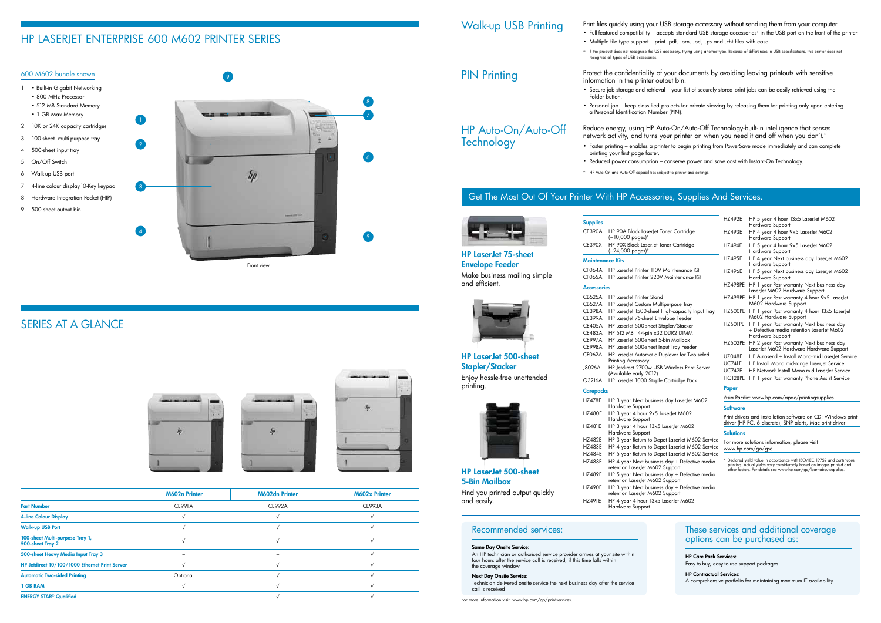# HP LASERJET ENTERPRISE 600 M602 PRINTER SERIES

600 M602 bundle shown

1. • Built-in Gigabit Networking
   • 800 MHz Processor
   • 512 MB Standard Memory
   • 1 GB Max Memory
2. 10K or 24K capacity cartridges
3. 100-sheet multi-purpose tray
4. 500-sheet input tray
5. On/Off Switch
6. Walk-up USB port
7. 4-line colour display 10-Key keypad
8. Hardware Integration Pocket (HIP)
9. 500 sheet output bin

Front view

## SERIES AT A GLANCE

| | M602n Printer | M602dn Printer | M602x Printer |
|---|---|---|---|
| Part Number | CE991A | CE992A | CE993A |
| 4-line Colour Display | √ | √ | √ |
| Walk-up USB Port | √ | √ | √ |
| 100-sheet Multi-purpose Tray 1, 500-sheet Tray 2 | √ | √ | √ |
| 500-sheet Heavy Media Input Tray 3 | – | – | √ |
| HP Jetdirect 10/100/1000 Ethernet Print Server | √ | √ | √ |
| Automatic Two-sided Printing | Optional | √ | √ |
| 1 GB RAM | √ | √ | √ |
| ENERGY STAR® Qualified | – | √ | √ |

## Walk-up USB Printing

Print files quickly using your USB storage accessory without sending them from your computer.

- Full-featured compatibility – accepts standard USB storage accessories+ in the USB port on the front of the printer.
- Multiple file type support – print .pdf, .prn, .pcl, .ps and .cht files with ease.

+ If the product does not recognise the USB accessory, trying using another type. Because of differences in USB specifications, this printer does not recognise all types of USB accessories.

## PIN Printing

Protect the confidentiality of your documents by avoiding leaving printouts with sensitive information in the printer output bin.

- Secure job storage and retrieval – your list of securely stored print jobs can be easily retrieved using the Folder button.
- Personal job – keep classified projects for private viewing by releasing them for printing only upon entering a Personal Identification Number (PIN).

## HP Auto-On/Auto-Off Technology

Reduce energy, using HP Auto-On/Auto-Off Technology-built-in intelligence that senses network activity, and turns your printer on when you need it and off when you don't.^

- Faster printing – enables a printer to begin printing from PowerSave mode immediately and can complete printing your first page faster.
- Reduced power consumption – conserve power and save cost with Instant-On Technology.

^ HP Auto-On and Auto-Off capabilities subject to printer and settings.

## Get The Most Out Of Your Printer With HP Accessories, Supplies And Services.

**HP LaserJet 75-sheet Envelope Feeder**
Make business mailing simple and efficient.

**HP LaserJet 500-sheet Stapler/Stacker**
Enjoy hassle-free unattended printing.

**HP LaserJet 500-sheet 5-Bin Mailbox**
Find you printed output quickly and easily.

### Supplies

| | |
|---|---|
| CE390A | HP 90A Black LaserJet Toner Cartridge (~10,000 pages)* |
| CE390X | HP 90X Black LaserJet Toner Cartridge (~24,000 pages)* |

### Maintenance Kits

| | |
|---|---|
| CF064A | HP LaserJet Printer 110V Maintenance Kit |
| CF065A | HP LaserJet Printer 220V Maintenance Kit |

### Accessories

| | |
|---|---|
| CB525A | HP LaserJet Printer Stand |
| CB527A | HP LaserJet Custom Multipurpose Tray |
| CE398A | HP LaserJet 1500-sheet High-capacity Input Tray |
| CE399A | HP LaserJet 75-sheet Envelope Feeder |
| CE405A | HP LaserJet 500-sheet Stapler/Stacker |
| CE483A | HP 512 MB 144-pin x32 DDR2 DIMM |
| CE997A | HP LaserJet 500-sheet 5-bin Mailbox |
| CE998A | HP LaserJet 500-sheet Input Tray Feeder |
| CF062A | HP LaserJet Automatic Duplexer for Two-sided Printing Accessory |
| J8026A | HP Jetdirect 2700w USB Wireless Print Server (Available early 2012) |
| Q3216A | HP LaserJet 1000 Staple Cartridge Pack |

### Carepacks

| | |
|---|---|
| HZ478E | HP 3 year Next business day LaserJet M602 Hardware Support |
| HZ480E | HP 3 year 4 hour 9x5 LaserJet M602 Hardware Support |
| HZ481E | HP 3 year 4 hour 13x5 LaserJet M602 Hardware Support |
| HZ482E | HP 3 year Return to Depot LaserJet M602 Service |
| HZ483E | HP 4 year Return to Depot LaserJet M602 Service |
| HZ484E | HP 5 year Return to Depot LaserJet M602 Service |
| HZ488E | HP 4 year Next business day + Defective media retention LaserJet M602 Support |
| HZ489E | HP 5 year Next business day + Defective media retention LaserJet M602 Support |
| HZ490E | HP 3 year Next business day + Defective media retention LaserJet M602 Support |
| HZ491E | HP 4 year 4 hour 13x5 LaserJet M602 Hardware Support |
| HZ492E | HP 5 year 4 hour 13x5 LaserJet M602 Hardware Support |
| HZ493E | HP 4 year 4 hour 9x5 LaserJet M602 Hardware Support |
| HZ494E | HP 5 year 4 hour 9x5 LaserJet M602 Hardware Support |
| HZ495E | HP 4 year Next business day LaserJet M602 Hardware Support |
| HZ496E | HP 5 year Next business day LaserJet M602 Hardware Support |
| HZ498PE | HP 1 year Post warranty Next business day LaserJet M602 Hardware Support |
| HZ499PE | HP 1 year Post warranty 4 hour 9x5 LaserJet M602 Hardware Support |
| HZ500PE | HP 1 year Post warranty 4 hour 13x5 LaserJet M602 Hardware Support |
| HZ501PE | HP 1 year Post warranty Next business day + Defective media retention LaserJet M602 Hardware Support |
| HZ502PE | HP 2 year Post warranty Next business day LaserJet M602 Hardware Hardware Support |
| UZ048E | HP Autosend + Install Mono-mid LaserJet Service |
| UC741E | HP Install Mono mid-range LaserJet Service |
| UC742E | HP Network Install Mono-mid LaserJet Service |
| HC128PE | HP 1 year Post warranty Phone Assist Service |

### Paper

Asia Pacific: www.hp.com/apac/printingsupplies

### Software

Print drivers and installation software on CD: Windows print driver (HP PCL 6 discrete), SNP alerts, Mac print driver

### Solutions

For more solutions information, please visit www.hp.com/go/gsc

* Declared yield value in accordance with ISO/IEC 19752 and continuous printing. Actual yields vary considerably based on images printed and other factors. For details see www.hp.com/go/learnaboutsupplies.

## Recommended services:

**Same Day Onsite Service:**
An HP technician or authorised service provider arrives at your site within four hours after the service call is received, if this time falls within the coverage window

**Next Day Onsite Service:**
Technician delivered onsite service the next business day after the service call is received

## These services and additional coverage options can be purchased as:

**HP Care Pack Services:**
Easy-to-buy, easy-to-use support packages

**HP Contractual Services:**
A comprehensive portfolio for maintaining maximum IT availability

For more information visit: www.hp.com/go/printservices.